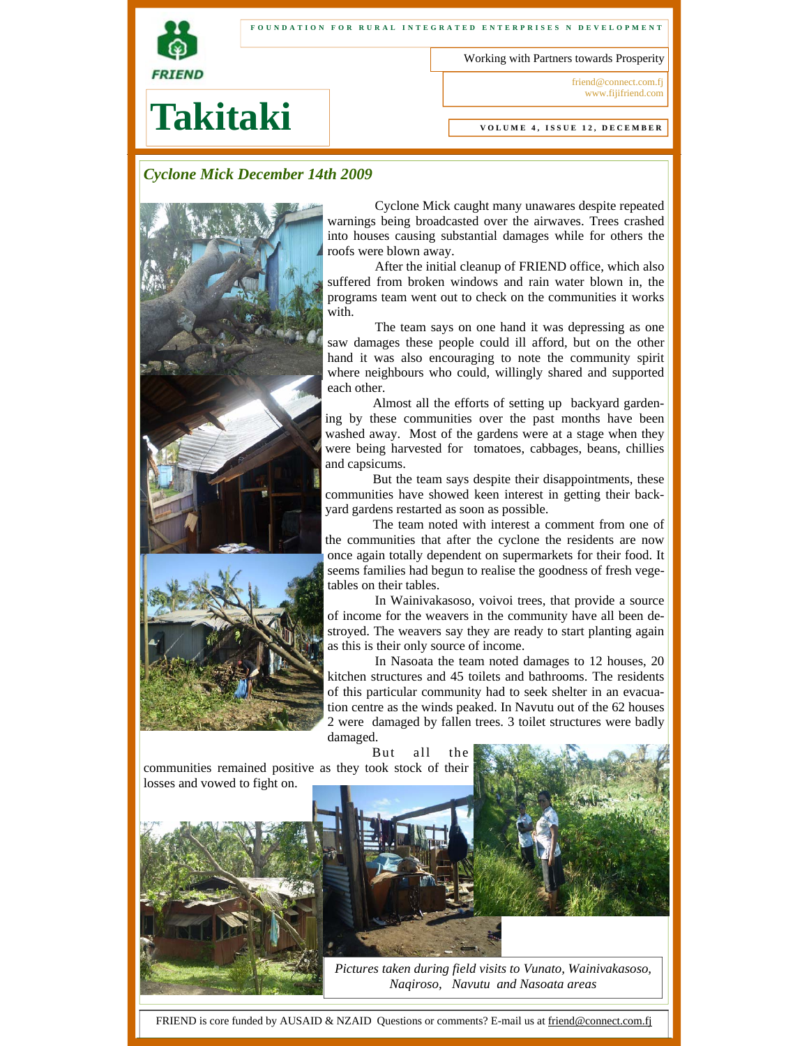FOUNDATION FOR RURAL INTEGRATED ENTERPRISES N DEVELOPMENT

FRIEND

Working with Partners towards Prosperity

friend@connect.com.fj
www.fijifriend.com

# Takitaki

VOLUME 4, ISSUE 12, DECEMBER

## *Cyclone Mick December 14th 2009*

Cyclone Mick caught many unawares despite repeated warnings being broadcasted over the airwaves. Trees crashed into houses causing substantial damages while for others the roofs were blown away.

After the initial cleanup of FRIEND office, which also suffered from broken windows and rain water blown in, the programs team went out to check on the communities it works with.

The team says on one hand it was depressing as one saw damages these people could ill afford, but on the other hand it was also encouraging to note the community spirit where neighbours who could, willingly shared and supported each other.

Almost all the efforts of setting up backyard gardening by these communities over the past months have been washed away. Most of the gardens were at a stage when they were being harvested for tomatoes, cabbages, beans, chillies and capsicums.

But the team says despite their disappointments, these communities have showed keen interest in getting their backyard gardens restarted as soon as possible.

The team noted with interest a comment from one of the communities that after the cyclone the residents are now once again totally dependent on supermarkets for their food. It seems families had begun to realise the goodness of fresh vegetables on their tables.

In Wainivakasoso, voivoi trees, that provide a source of income for the weavers in the community have all been destroyed. The weavers say they are ready to start planting again as this is their only source of income.

In Nasoata the team noted damages to 12 houses, 20 kitchen structures and 45 toilets and bathrooms. The residents of this particular community had to seek shelter in an evacuation centre as the winds peaked. In Navutu out of the 62 houses 2 were damaged by fallen trees. 3 toilet structures were badly damaged.

But all the communities remained positive as they took stock of their losses and vowed to fight on.

*Pictures taken during field visits to Vunato, Wainivakasoso, Naqiroso, Navutu and Nasoata areas*

FRIEND is core funded by AUSAID & NZAID Questions or comments? E-mail us at friend@connect.com.fj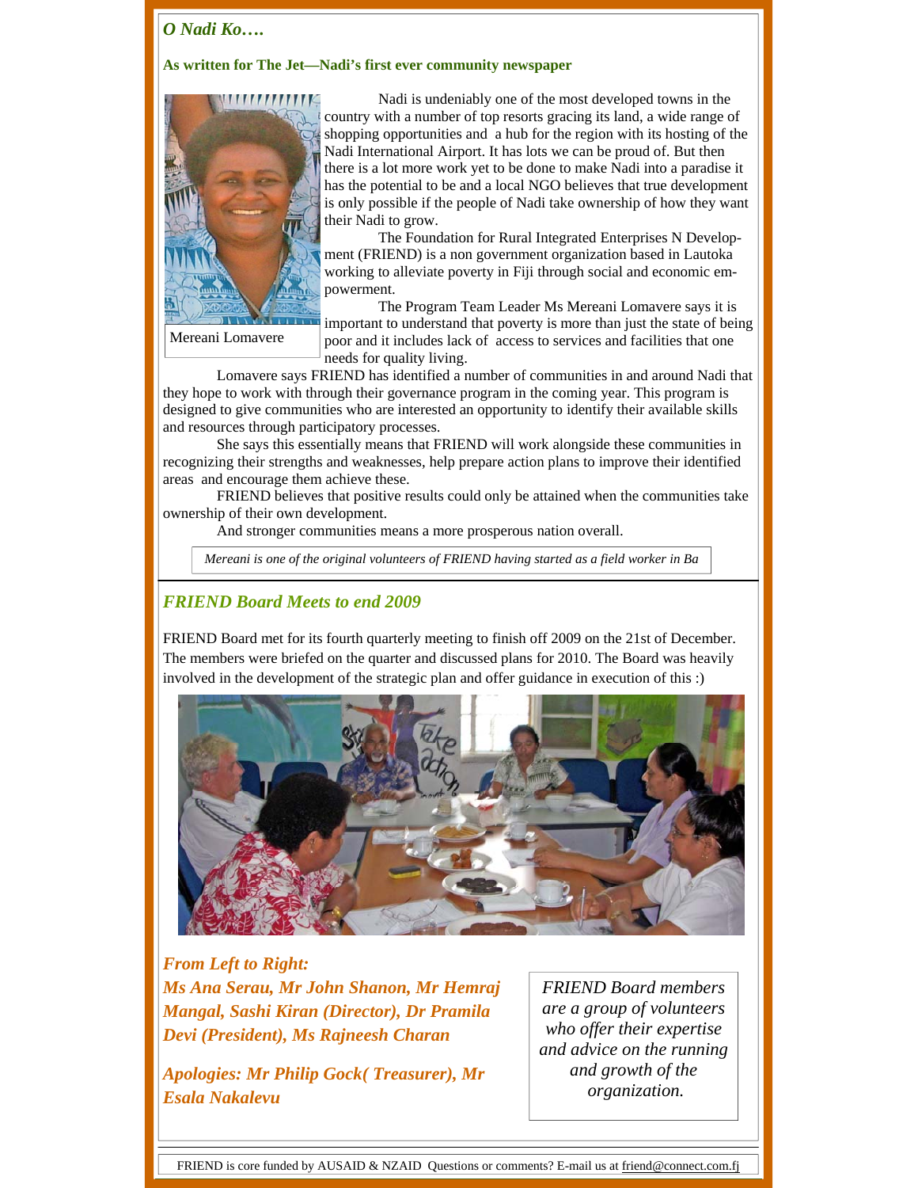## *O Nadi Ko….*

**As written for The Jet—Nadi's first ever community newspaper**

Mereani Lomavere

Nadi is undeniably one of the most developed towns in the country with a number of top resorts gracing its land, a wide range of shopping opportunities and a hub for the region with its hosting of the Nadi International Airport. It has lots we can be proud of. But then there is a lot more work yet to be done to make Nadi into a paradise it has the potential to be and a local NGO believes that true development is only possible if the people of Nadi take ownership of how they want their Nadi to grow.

The Foundation for Rural Integrated Enterprises N Development (FRIEND) is a non government organization based in Lautoka working to alleviate poverty in Fiji through social and economic empowerment.

The Program Team Leader Ms Mereani Lomavere says it is important to understand that poverty is more than just the state of being poor and it includes lack of access to services and facilities that one needs for quality living.

Lomavere says FRIEND has identified a number of communities in and around Nadi that they hope to work with through their governance program in the coming year. This program is designed to give communities who are interested an opportunity to identify their available skills and resources through participatory processes.

She says this essentially means that FRIEND will work alongside these communities in recognizing their strengths and weaknesses, help prepare action plans to improve their identified areas and encourage them achieve these.

FRIEND believes that positive results could only be attained when the communities take ownership of their own development.

And stronger communities means a more prosperous nation overall.

*Mereani is one of the original volunteers of FRIEND having started as a field worker in Ba*

## *FRIEND Board Meets to end 2009*

FRIEND Board met for its fourth quarterly meeting to finish off 2009 on the 21st of December. The members were briefed on the quarter and discussed plans for 2010. The Board was heavily involved in the development of the strategic plan and offer guidance in execution of this :)

***From Left to Right:***
***Ms Ana Serau, Mr John Shanon, Mr Hemraj Mangal, Sashi Kiran (Director), Dr Pramila Devi (President), Ms Rajneesh Charan***

***Apologies: Mr Philip Gock( Treasurer), Mr Esala Nakalevu***

*FRIEND Board members are a group of volunteers who offer their expertise and advice on the running and growth of the organization.*

FRIEND is core funded by AUSAID & NZAID Questions or comments? E-mail us at friend@connect.com.fj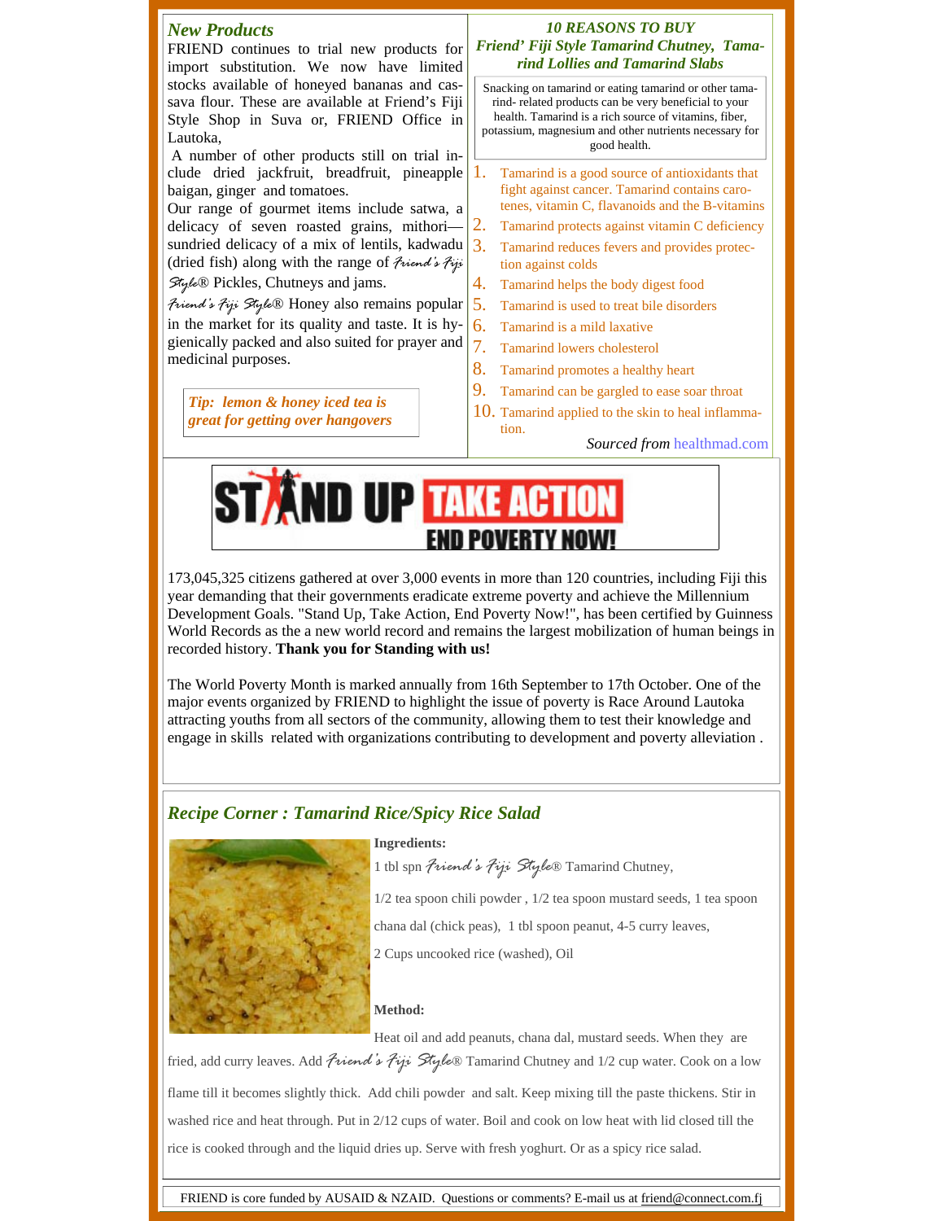## *New Products*

FRIEND continues to trial new products for import substitution. We now have limited stocks available of honeyed bananas and cassava flour. These are available at Friend's Fiji Style Shop in Suva or, FRIEND Office in Lautoka,

A number of other products still on trial include dried jackfruit, breadfruit, pineapple baigan, ginger and tomatoes.

Our range of gourmet items include satwa, a delicacy of seven roasted grains, mithori—sundried delicacy of a mix of lentils, kadwadu (dried fish) along with the range of *Friend's Fiji Style*® Pickles, Chutneys and jams.

*Friend's Fiji Style*® Honey also remains popular in the market for its quality and taste. It is hygienically packed and also suited for prayer and medicinal purposes.

***Tip: lemon & honey iced tea is great for getting over hangovers***

## *10 REASONS TO BUY Friend' Fiji Style Tamarind Chutney, Tamarind Lollies and Tamarind Slabs*

Snacking on tamarind or eating tamarind or other tamarind- related products can be very beneficial to your health. Tamarind is a rich source of vitamins, fiber, potassium, magnesium and other nutrients necessary for good health.

1. Tamarind is a good source of antioxidants that fight against cancer. Tamarind contains carotenes, vitamin C, flavanoids and the B-vitamins
2. Tamarind protects against vitamin C deficiency
3. Tamarind reduces fevers and provides protection against colds
4. Tamarind helps the body digest food
5. Tamarind is used to treat bile disorders
6. Tamarind is a mild laxative
7. Tamarind lowers cholesterol
8. Tamarind promotes a healthy heart
9. Tamarind can be gargled to ease soar throat
10. Tamarind applied to the skin to heal inflammation.

*Sourced from* healthmad.com

## STAND UP TAKE ACTION END POVERTY NOW!

173,045,325 citizens gathered at over 3,000 events in more than 120 countries, including Fiji this year demanding that their governments eradicate extreme poverty and achieve the Millennium Development Goals. "Stand Up, Take Action, End Poverty Now!", has been certified by Guinness World Records as the a new world record and remains the largest mobilization of human beings in recorded history. **Thank you for Standing with us!**

The World Poverty Month is marked annually from 16th September to 17th October. One of the major events organized by FRIEND to highlight the issue of poverty is Race Around Lautoka attracting youths from all sectors of the community, allowing them to test their knowledge and engage in skills related with organizations contributing to development and poverty alleviation .

## *Recipe Corner : Tamarind Rice/Spicy Rice Salad*

**Ingredients:**

1 tbl spn *Friend's Fiji Style*® Tamarind Chutney,

1/2 tea spoon chili powder , 1/2 tea spoon mustard seeds, 1 tea spoon chana dal (chick peas), 1 tbl spoon peanut, 4-5 curry leaves,

2 Cups uncooked rice (washed), Oil

**Method:**

Heat oil and add peanuts, chana dal, mustard seeds. When they are fried, add curry leaves. Add *Friend's Fiji Style*® Tamarind Chutney and 1/2 cup water. Cook on a low flame till it becomes slightly thick. Add chili powder and salt. Keep mixing till the paste thickens. Stir in washed rice and heat through. Put in 2/12 cups of water. Boil and cook on low heat with lid closed till the rice is cooked through and the liquid dries up. Serve with fresh yoghurt. Or as a spicy rice salad.

FRIEND is core funded by AUSAID & NZAID. Questions or comments? E-mail us at friend@connect.com.fj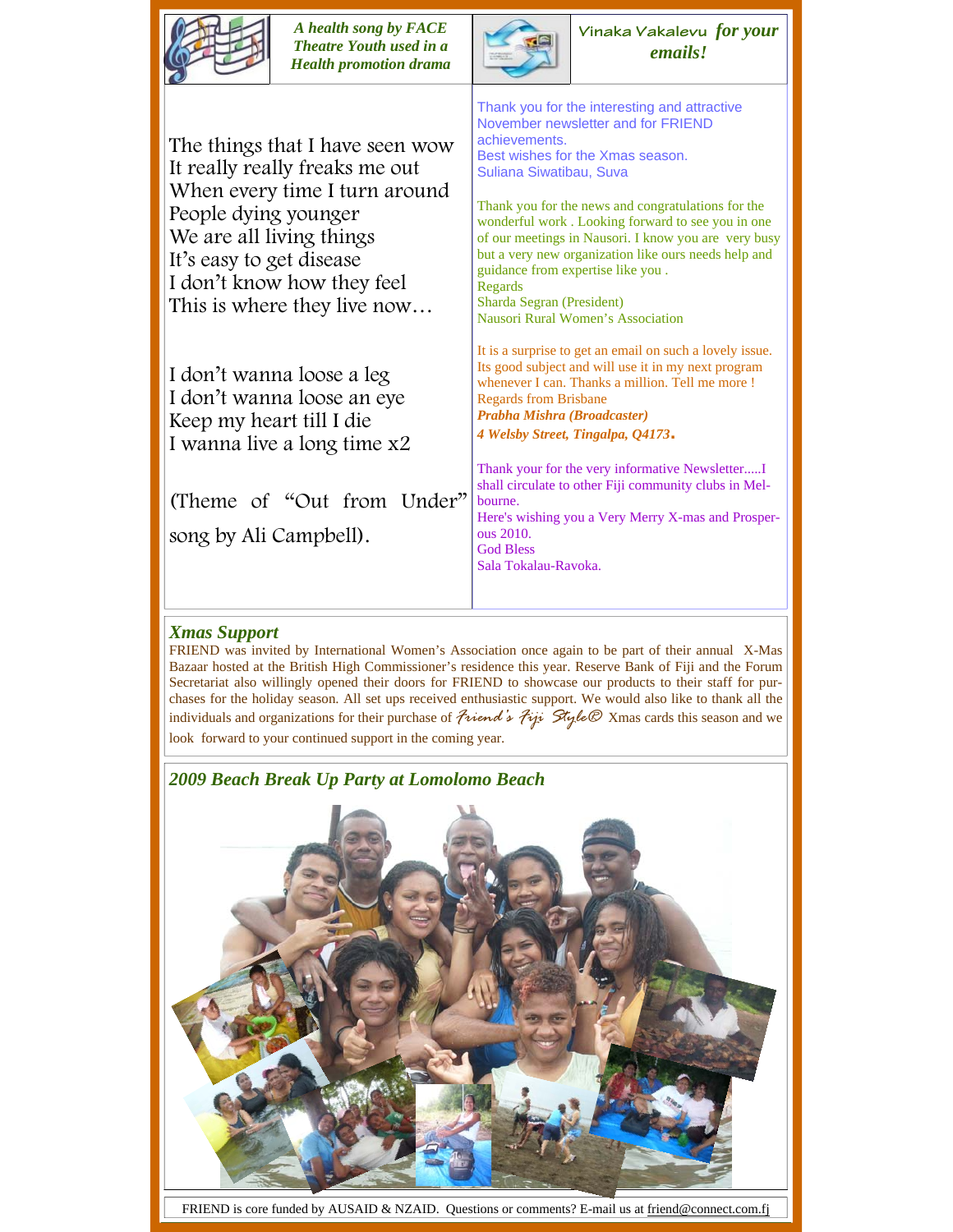### *A health song by FACE Theatre Youth used in a Health promotion drama*

The things that I have seen wow
It really really freaks me out
When every time I turn around
People dying younger
We are all living things
It's easy to get disease
I don't know how they feel
This is where they live now…

I don't wanna loose a leg
I don't wanna loose an eye
Keep my heart till I die
I wanna live a long time x2

(Theme of "Out from Under" song by Ali Campbell).

### Vinaka Vakalevu *for your emails!*

Thank you for the interesting and attractive November newsletter and for FRIEND achievements.
Best wishes for the Xmas season.
Suliana Siwatibau, Suva

Thank you for the news and congratulations for the wonderful work . Looking forward to see you in one of our meetings in Nausori. I know you are very busy but a very new organization like ours needs help and guidance from expertise like you .
Regards
Sharda Segran (President)
Nausori Rural Women's Association

It is a surprise to get an email on such a lovely issue. Its good subject and will use it in my next program whenever I can. Thanks a million. Tell me more !
Regards from Brisbane
***Prabha Mishra (Broadcaster)***
***4 Welsby Street, Tingalpa, Q4173.***

Thank your for the very informative Newsletter.....I shall circulate to other Fiji community clubs in Melbourne.
Here's wishing you a Very Merry X-mas and Prosperous 2010.
God Bless
Sala Tokalau-Ravoka.

## *Xmas Support*

FRIEND was invited by International Women's Association once again to be part of their annual X-Mas Bazaar hosted at the British High Commissioner's residence this year. Reserve Bank of Fiji and the Forum Secretariat also willingly opened their doors for FRIEND to showcase our products to their staff for purchases for the holiday season. All set ups received enthusiastic support. We would also like to thank all the individuals and organizations for their purchase of *Friend's Fiji Style®* Xmas cards this season and we look forward to your continued support in the coming year.

## *2009 Beach Break Up Party at Lomolomo Beach*

FRIEND is core funded by AUSAID & NZAID. Questions or comments? E-mail us at friend@connect.com.fj